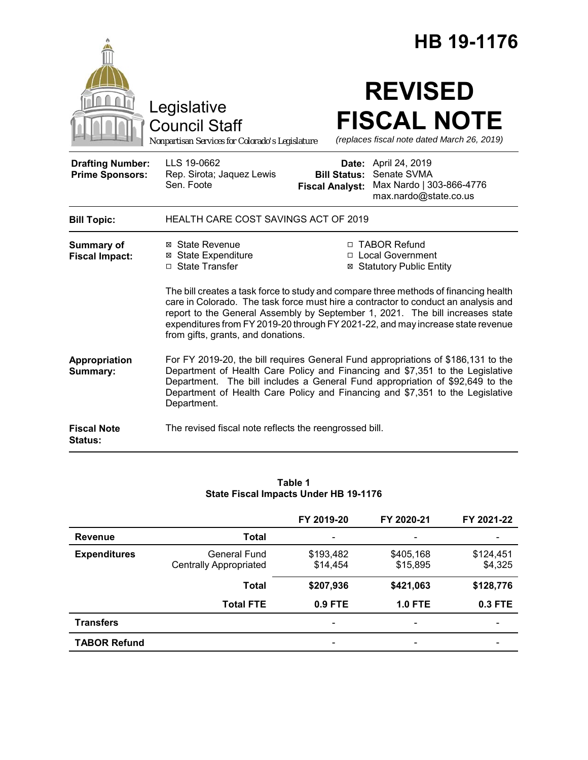# HB 19-1176

Legislative Council Staff

*Nonpartisan Services for Colorado's Legislature*

# REVISED FISCAL NOTE

*(replaces fiscal note dated March 26, 2019)*

| | | | |
|---|---|---|---|
| **Drafting Number:** | LLS 19-0662 | **Date:** | April 24, 2019 |
| **Prime Sponsors:** | Rep. Sirota; Jaquez Lewis<br>Sen. Foote | **Bill Status:** | Senate SVMA |
| | | **Fiscal Analyst:** | Max Nardo \| 303-866-4776<br>max.nardo@state.co.us |

**Bill Topic:** HEALTH CARE COST SAVINGS ACT OF 2019

**Summary of Fiscal Impact:**

- ☒ State Revenue
- ☒ State Expenditure
- ☐ State Transfer
- ☐ TABOR Refund
- ☐ Local Government
- ☒ Statutory Public Entity

The bill creates a task force to study and compare three methods of financing health care in Colorado. The task force must hire a contractor to conduct an analysis and report to the General Assembly by September 1, 2021. The bill increases state expenditures from FY 2019-20 through FY 2021-22, and may increase state revenue from gifts, grants, and donations.

**Appropriation Summary:** For FY 2019-20, the bill requires General Fund appropriations of $186,131 to the Department of Health Care Policy and Financing and $7,351 to the Legislative Department. The bill includes a General Fund appropriation of $92,649 to the Department of Health Care Policy and Financing and $7,351 to the Legislative Department.

**Fiscal Note Status:** The revised fiscal note reflects the reengrossed bill.

**Table 1**
**State Fiscal Impacts Under HB 19-1176**

| | | FY 2019-20 | FY 2020-21 | FY 2021-22 |
|---|---|---|---|---|
| **Revenue** | **Total** | - | - | - |
| **Expenditures** | General Fund | $193,482 | $405,168 | $124,451 |
| | Centrally Appropriated | $14,454 | $15,895 | $4,325 |
| | **Total** | **$207,936** | **$421,063** | **$128,776** |
| | **Total FTE** | **0.9 FTE** | **1.0 FTE** | **0.3 FTE** |
| **Transfers** | | - | - | - |
| **TABOR Refund** | | - | - | - |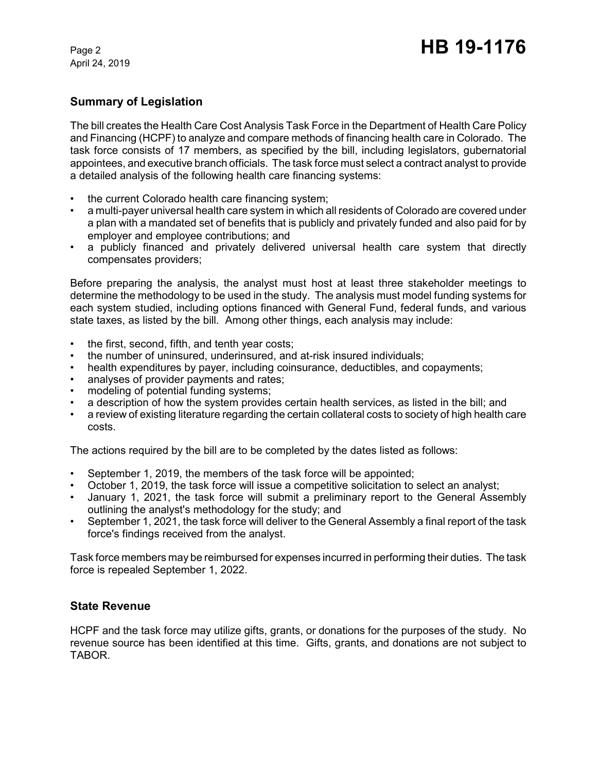## Summary of Legislation

The bill creates the Health Care Cost Analysis Task Force in the Department of Health Care Policy and Financing (HCPF) to analyze and compare methods of financing health care in Colorado. The task force consists of 17 members, as specified by the bill, including legislators, gubernatorial appointees, and executive branch officials. The task force must select a contract analyst to provide a detailed analysis of the following health care financing systems:

- the current Colorado health care financing system;
- a multi-payer universal health care system in which all residents of Colorado are covered under a plan with a mandated set of benefits that is publicly and privately funded and also paid for by employer and employee contributions; and
- a publicly financed and privately delivered universal health care system that directly compensates providers;

Before preparing the analysis, the analyst must host at least three stakeholder meetings to determine the methodology to be used in the study. The analysis must model funding systems for each system studied, including options financed with General Fund, federal funds, and various state taxes, as listed by the bill. Among other things, each analysis may include:

- the first, second, fifth, and tenth year costs;
- the number of uninsured, underinsured, and at-risk insured individuals;
- health expenditures by payer, including coinsurance, deductibles, and copayments;
- analyses of provider payments and rates;
- modeling of potential funding systems;
- a description of how the system provides certain health services, as listed in the bill; and
- a review of existing literature regarding the certain collateral costs to society of high health care costs.

The actions required by the bill are to be completed by the dates listed as follows:

- September 1, 2019, the members of the task force will be appointed;
- October 1, 2019, the task force will issue a competitive solicitation to select an analyst;
- January 1, 2021, the task force will submit a preliminary report to the General Assembly outlining the analyst's methodology for the study; and
- September 1, 2021, the task force will deliver to the General Assembly a final report of the task force's findings received from the analyst.

Task force members may be reimbursed for expenses incurred in performing their duties. The task force is repealed September 1, 2022.

## State Revenue

HCPF and the task force may utilize gifts, grants, or donations for the purposes of the study. No revenue source has been identified at this time. Gifts, grants, and donations are not subject to TABOR.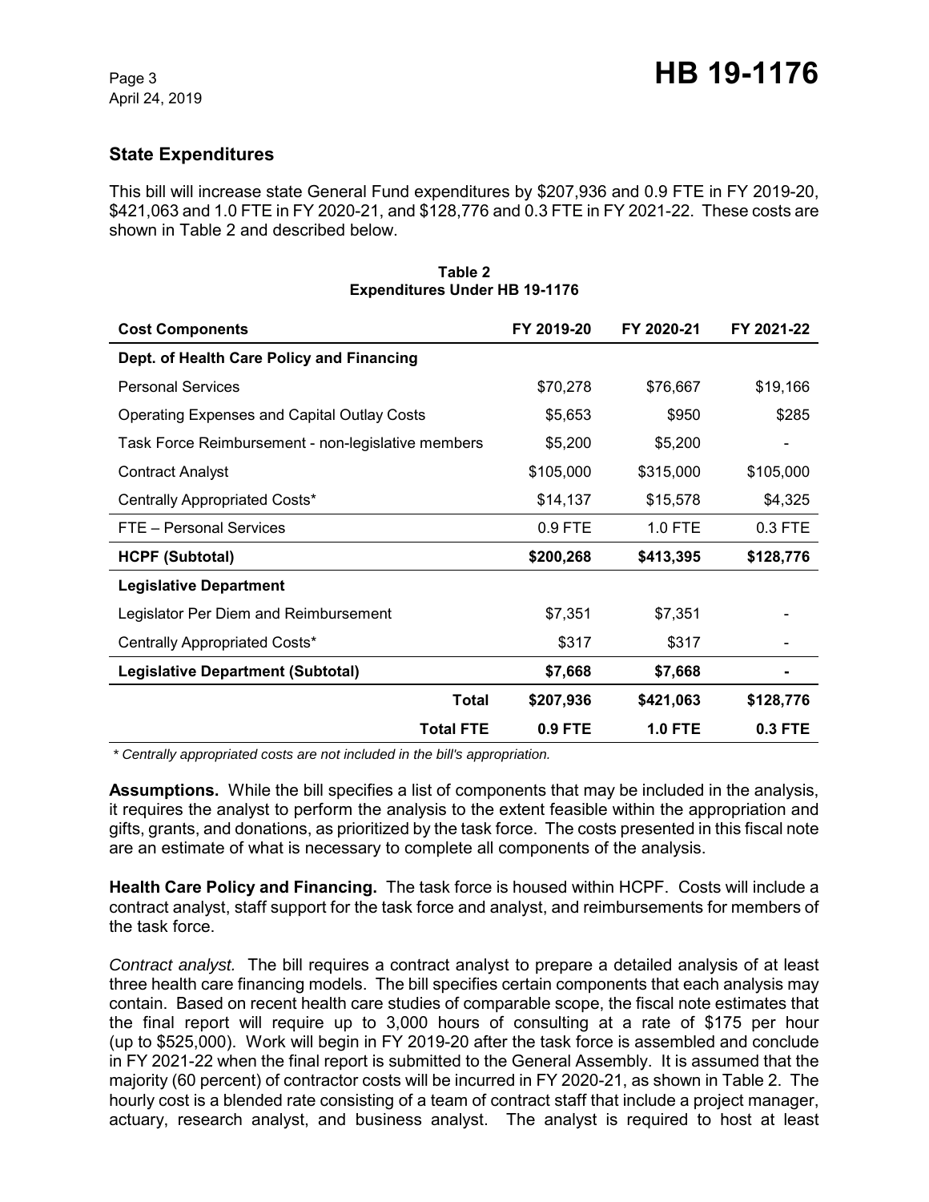## State Expenditures

This bill will increase state General Fund expenditures by $207,936 and 0.9 FTE in FY 2019-20, $421,063 and 1.0 FTE in FY 2020-21, and $128,776 and 0.3 FTE in FY 2021-22. These costs are shown in Table 2 and described below.

**Table 2**
**Expenditures Under HB 19-1176**

| Cost Components | FY 2019-20 | FY 2020-21 | FY 2021-22 |
|---|---|---|---|
| **Dept. of Health Care Policy and Financing** | | | |
| Personal Services | $70,278 | $76,667 | $19,166 |
| Operating Expenses and Capital Outlay Costs | $5,653 | $950 | $285 |
| Task Force Reimbursement - non-legislative members | $5,200 | $5,200 | - |
| Contract Analyst | $105,000 | $315,000 | $105,000 |
| Centrally Appropriated Costs* | $14,137 | $15,578 | $4,325 |
| FTE – Personal Services | 0.9 FTE | 1.0 FTE | 0.3 FTE |
| **HCPF (Subtotal)** | **$200,268** | **$413,395** | **$128,776** |
| **Legislative Department** | | | |
| Legislator Per Diem and Reimbursement | $7,351 | $7,351 | - |
| Centrally Appropriated Costs* | $317 | $317 | - |
| **Legislative Department (Subtotal)** | **$7,668** | **$7,668** | **-** |
| **Total** | **$207,936** | **$421,063** | **$128,776** |
| **Total FTE** | **0.9 FTE** | **1.0 FTE** | **0.3 FTE** |

*\* Centrally appropriated costs are not included in the bill's appropriation.*

**Assumptions.** While the bill specifies a list of components that may be included in the analysis, it requires the analyst to perform the analysis to the extent feasible within the appropriation and gifts, grants, and donations, as prioritized by the task force. The costs presented in this fiscal note are an estimate of what is necessary to complete all components of the analysis.

**Health Care Policy and Financing.** The task force is housed within HCPF. Costs will include a contract analyst, staff support for the task force and analyst, and reimbursements for members of the task force.

*Contract analyst.* The bill requires a contract analyst to prepare a detailed analysis of at least three health care financing models. The bill specifies certain components that each analysis may contain. Based on recent health care studies of comparable scope, the fiscal note estimates that the final report will require up to 3,000 hours of consulting at a rate of $175 per hour (up to $525,000). Work will begin in FY 2019-20 after the task force is assembled and conclude in FY 2021-22 when the final report is submitted to the General Assembly. It is assumed that the majority (60 percent) of contractor costs will be incurred in FY 2020-21, as shown in Table 2. The hourly cost is a blended rate consisting of a team of contract staff that include a project manager, actuary, research analyst, and business analyst. The analyst is required to host at least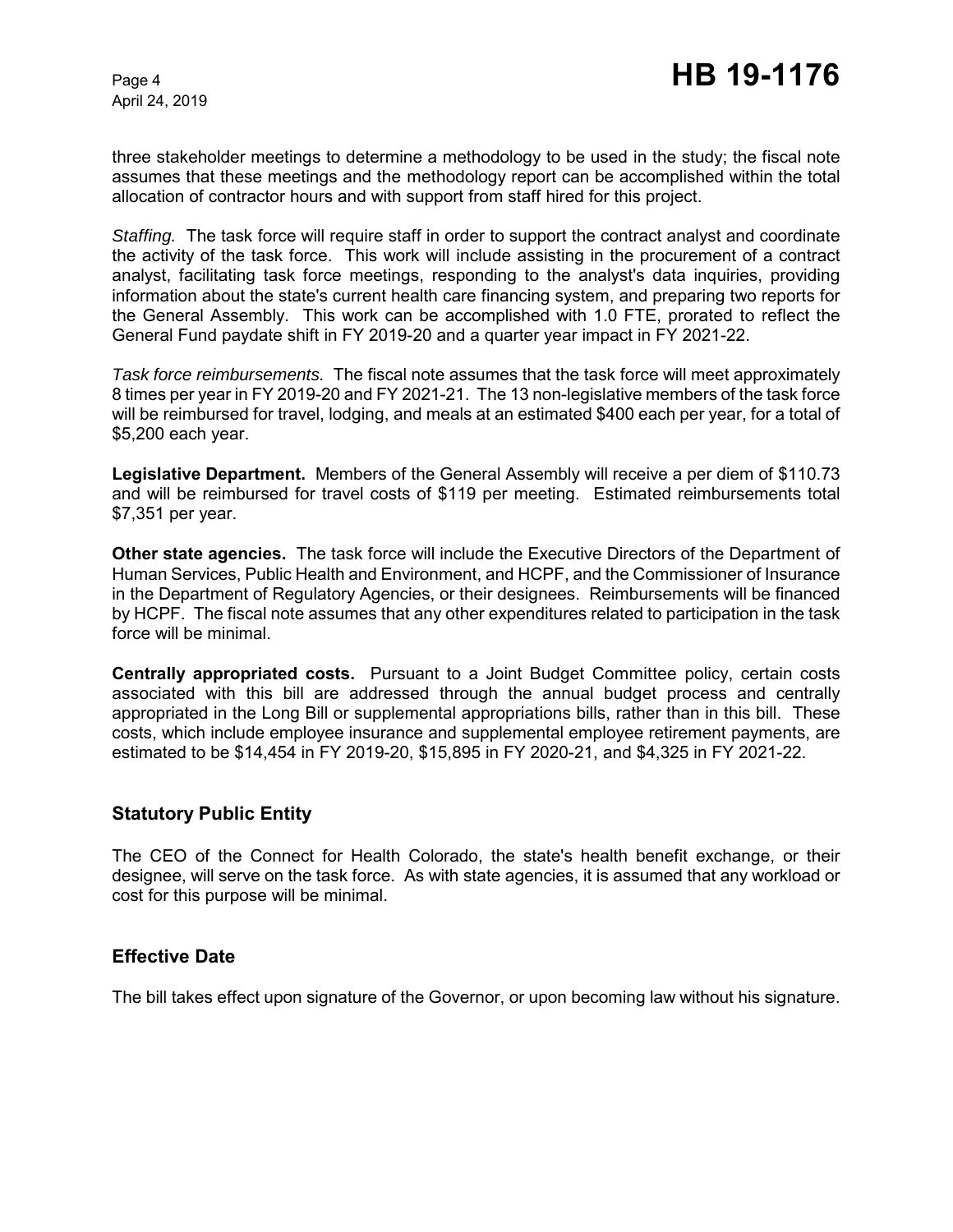three stakeholder meetings to determine a methodology to be used in the study; the fiscal note assumes that these meetings and the methodology report can be accomplished within the total allocation of contractor hours and with support from staff hired for this project.

*Staffing.* The task force will require staff in order to support the contract analyst and coordinate the activity of the task force. This work will include assisting in the procurement of a contract analyst, facilitating task force meetings, responding to the analyst's data inquiries, providing information about the state's current health care financing system, and preparing two reports for the General Assembly. This work can be accomplished with 1.0 FTE, prorated to reflect the General Fund paydate shift in FY 2019-20 and a quarter year impact in FY 2021-22.

*Task force reimbursements.* The fiscal note assumes that the task force will meet approximately 8 times per year in FY 2019-20 and FY 2021-21. The 13 non-legislative members of the task force will be reimbursed for travel, lodging, and meals at an estimated $400 each per year, for a total of $5,200 each year.

**Legislative Department.** Members of the General Assembly will receive a per diem of $110.73 and will be reimbursed for travel costs of $119 per meeting. Estimated reimbursements total $7,351 per year.

**Other state agencies.** The task force will include the Executive Directors of the Department of Human Services, Public Health and Environment, and HCPF, and the Commissioner of Insurance in the Department of Regulatory Agencies, or their designees. Reimbursements will be financed by HCPF. The fiscal note assumes that any other expenditures related to participation in the task force will be minimal.

**Centrally appropriated costs.** Pursuant to a Joint Budget Committee policy, certain costs associated with this bill are addressed through the annual budget process and centrally appropriated in the Long Bill or supplemental appropriations bills, rather than in this bill. These costs, which include employee insurance and supplemental employee retirement payments, are estimated to be $14,454 in FY 2019-20, $15,895 in FY 2020-21, and $4,325 in FY 2021-22.

## Statutory Public Entity

The CEO of the Connect for Health Colorado, the state's health benefit exchange, or their designee, will serve on the task force. As with state agencies, it is assumed that any workload or cost for this purpose will be minimal.

## Effective Date

The bill takes effect upon signature of the Governor, or upon becoming law without his signature.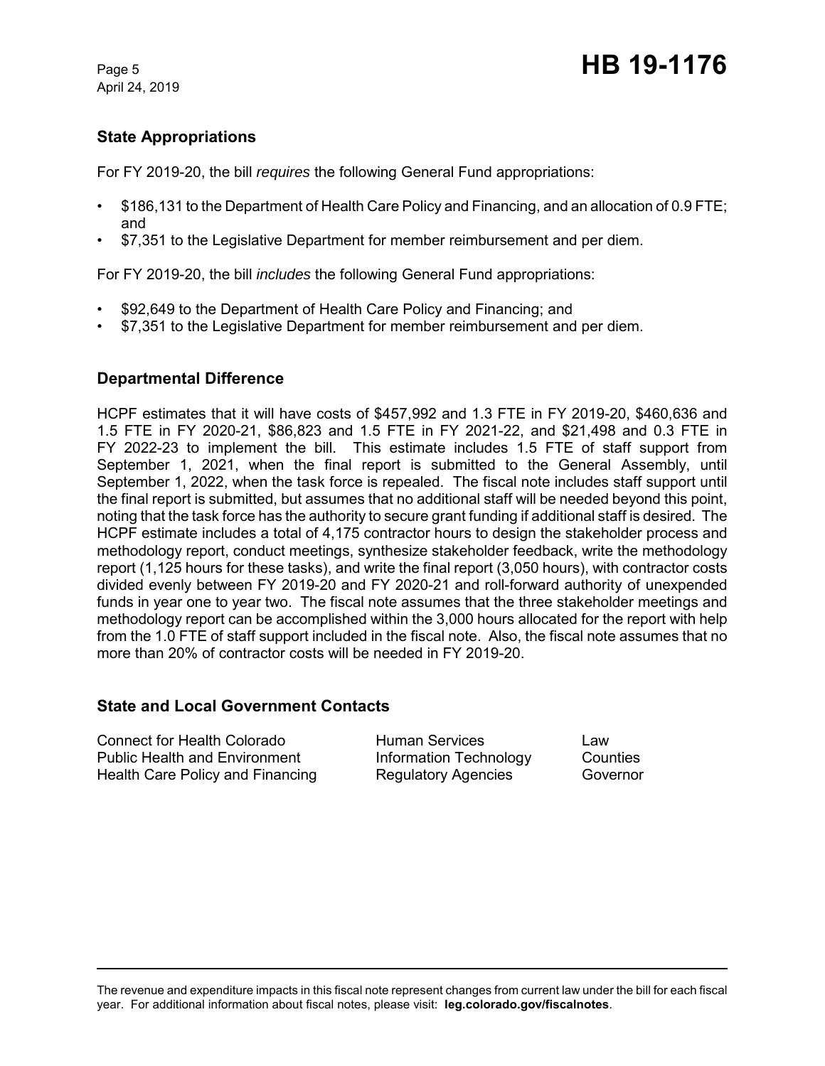## State Appropriations

For FY 2019-20, the bill *requires* the following General Fund appropriations:

- $186,131 to the Department of Health Care Policy and Financing, and an allocation of 0.9 FTE; and
- $7,351 to the Legislative Department for member reimbursement and per diem.

For FY 2019-20, the bill *includes* the following General Fund appropriations:

- $92,649 to the Department of Health Care Policy and Financing; and
- $7,351 to the Legislative Department for member reimbursement and per diem.

## Departmental Difference

HCPF estimates that it will have costs of $457,992 and 1.3 FTE in FY 2019-20, $460,636 and 1.5 FTE in FY 2020-21, $86,823 and 1.5 FTE in FY 2021-22, and $21,498 and 0.3 FTE in FY 2022-23 to implement the bill. This estimate includes 1.5 FTE of staff support from September 1, 2021, when the final report is submitted to the General Assembly, until September 1, 2022, when the task force is repealed. The fiscal note includes staff support until the final report is submitted, but assumes that no additional staff will be needed beyond this point, noting that the task force has the authority to secure grant funding if additional staff is desired. The HCPF estimate includes a total of 4,175 contractor hours to design the stakeholder process and methodology report, conduct meetings, synthesize stakeholder feedback, write the methodology report (1,125 hours for these tasks), and write the final report (3,050 hours), with contractor costs divided evenly between FY 2019-20 and FY 2020-21 and roll-forward authority of unexpended funds in year one to year two. The fiscal note assumes that the three stakeholder meetings and methodology report can be accomplished within the 3,000 hours allocated for the report with help from the 1.0 FTE of staff support included in the fiscal note. Also, the fiscal note assumes that no more than 20% of contractor costs will be needed in FY 2019-20.

## State and Local Government Contacts

| | | |
|---|---|---|
| Connect for Health Colorado | Human Services | Law |
| Public Health and Environment | Information Technology | Counties |
| Health Care Policy and Financing | Regulatory Agencies | Governor |

The revenue and expenditure impacts in this fiscal note represent changes from current law under the bill for each fiscal year. For additional information about fiscal notes, please visit: **leg.colorado.gov/fiscalnotes**.